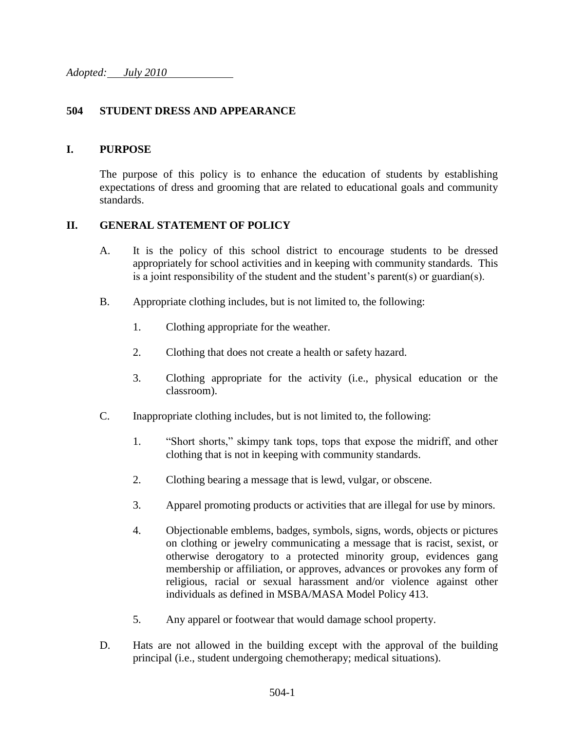*Adopted: July 2010*

# 504 STUDENT DRESS AND APPEARANCE

## I. PURPOSE

The purpose of this policy is to enhance the education of students by establishing expectations of dress and grooming that are related to educational goals and community standards.

## II. GENERAL STATEMENT OF POLICY

A. It is the policy of this school district to encourage students to be dressed appropriately for school activities and in keeping with community standards. This is a joint responsibility of the student and the student's parent(s) or guardian(s).

B. Appropriate clothing includes, but is not limited to, the following:

1. Clothing appropriate for the weather.
2. Clothing that does not create a health or safety hazard.
3. Clothing appropriate for the activity (i.e., physical education or the classroom).

C. Inappropriate clothing includes, but is not limited to, the following:

1. "Short shorts," skimpy tank tops, tops that expose the midriff, and other clothing that is not in keeping with community standards.
2. Clothing bearing a message that is lewd, vulgar, or obscene.
3. Apparel promoting products or activities that are illegal for use by minors.
4. Objectionable emblems, badges, symbols, signs, words, objects or pictures on clothing or jewelry communicating a message that is racist, sexist, or otherwise derogatory to a protected minority group, evidences gang membership or affiliation, or approves, advances or provokes any form of religious, racial or sexual harassment and/or violence against other individuals as defined in MSBA/MASA Model Policy 413.
5. Any apparel or footwear that would damage school property.

D. Hats are not allowed in the building except with the approval of the building principal (i.e., student undergoing chemotherapy; medical situations).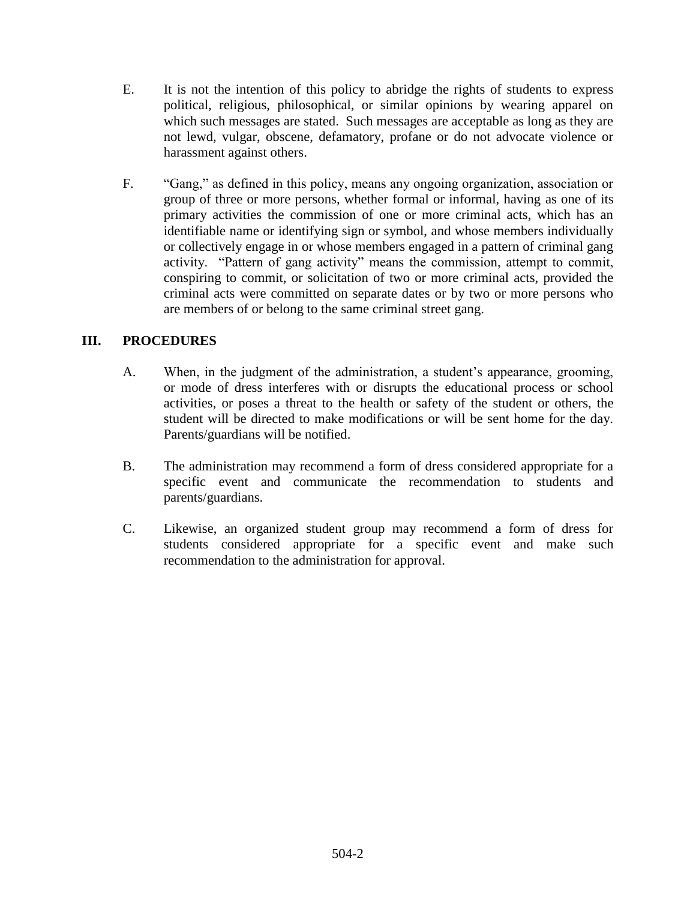E. It is not the intention of this policy to abridge the rights of students to express political, religious, philosophical, or similar opinions by wearing apparel on which such messages are stated. Such messages are acceptable as long as they are not lewd, vulgar, obscene, defamatory, profane or do not advocate violence or harassment against others.

F. "Gang," as defined in this policy, means any ongoing organization, association or group of three or more persons, whether formal or informal, having as one of its primary activities the commission of one or more criminal acts, which has an identifiable name or identifying sign or symbol, and whose members individually or collectively engage in or whose members engaged in a pattern of criminal gang activity. "Pattern of gang activity" means the commission, attempt to commit, conspiring to commit, or solicitation of two or more criminal acts, provided the criminal acts were committed on separate dates or by two or more persons who are members of or belong to the same criminal street gang.

## III. PROCEDURES

A. When, in the judgment of the administration, a student's appearance, grooming, or mode of dress interferes with or disrupts the educational process or school activities, or poses a threat to the health or safety of the student or others, the student will be directed to make modifications or will be sent home for the day. Parents/guardians will be notified.

B. The administration may recommend a form of dress considered appropriate for a specific event and communicate the recommendation to students and parents/guardians.

C. Likewise, an organized student group may recommend a form of dress for students considered appropriate for a specific event and make such recommendation to the administration for approval.